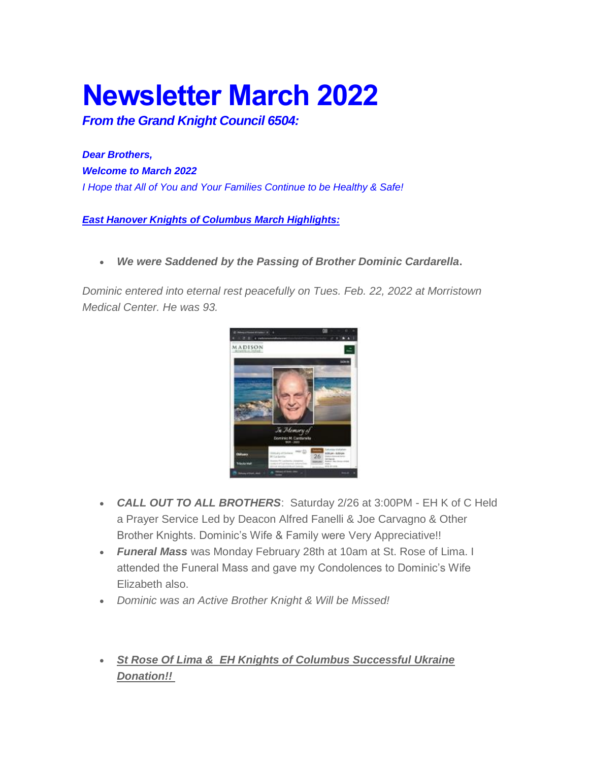# Newsletter March 2022

***From the Grand Knight Council 6504:***

***Dear Brothers,***

***Welcome to March 2022***

*I Hope that All of You and Your Families Continue to be Healthy & Safe!*

***East Hanover Knights of Columbus March Highlights:***

- ***We were Saddened by the Passing of Brother Dominic Cardarella*.**

*Dominic entered into eternal rest peacefully on Tues. Feb. 22, 2022 at Morristown Medical Center. He was 93.*

- ***CALL OUT TO ALL BROTHERS***: Saturday 2/26 at 3:00PM - EH K of C Held a Prayer Service Led by Deacon Alfred Fanelli & Joe Carvagno & Other Brother Knights. Dominic's Wife & Family were Very Appreciative!!
- ***Funeral Mass*** was Monday February 28th at 10am at St. Rose of Lima. I attended the Funeral Mass and gave my Condolences to Dominic's Wife Elizabeth also.
- *Dominic was an Active Brother Knight & Will be Missed!*

- ***St Rose Of Lima & EH Knights of Columbus Successful Ukraine Donation!!***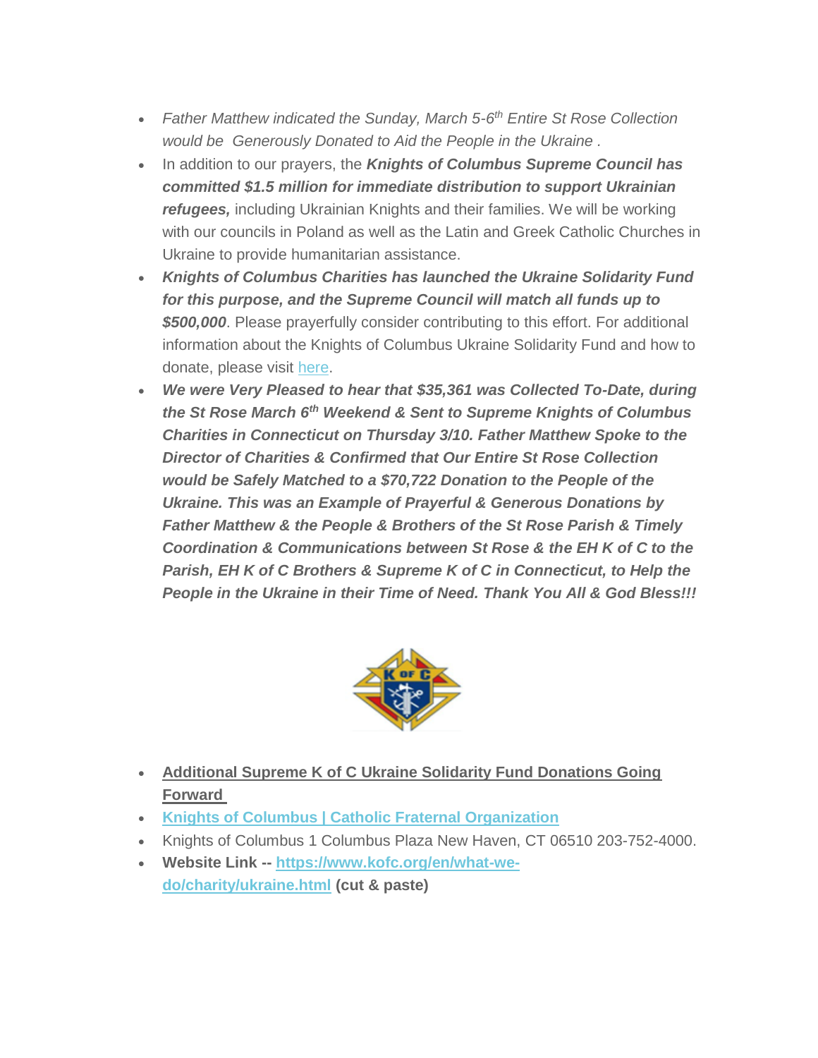- *Father Matthew indicated the Sunday, March 5-6th Entire St Rose Collection would be Generously Donated to Aid the People in the Ukraine .*
- In addition to our prayers, the ***Knights of Columbus Supreme Council has committed $1.5 million for immediate distribution to support Ukrainian refugees,*** including Ukrainian Knights and their families. We will be working with our councils in Poland as well as the Latin and Greek Catholic Churches in Ukraine to provide humanitarian assistance.
- ***Knights of Columbus Charities has launched the Ukraine Solidarity Fund for this purpose, and the Supreme Council will match all funds up to $500,000***. Please prayerfully consider contributing to this effort. For additional information about the Knights of Columbus Ukraine Solidarity Fund and how to donate, please visit here.
- ***We were Very Pleased to hear that $35,361 was Collected To-Date, during the St Rose March 6th Weekend & Sent to Supreme Knights of Columbus Charities in Connecticut on Thursday 3/10. Father Matthew Spoke to the Director of Charities & Confirmed that Our Entire St Rose Collection would be Safely Matched to a $70,722 Donation to the People of the Ukraine. This was an Example of Prayerful & Generous Donations by Father Matthew & the People & Brothers of the St Rose Parish & Timely Coordination & Communications between St Rose & the EH K of C to the Parish, EH K of C Brothers & Supreme K of C in Connecticut, to Help the People in the Ukraine in their Time of Need. Thank You All & God Bless!!!***

- **Additional Supreme K of C Ukraine Solidarity Fund Donations Going Forward**
- **Knights of Columbus | Catholic Fraternal Organization**
- Knights of Columbus 1 Columbus Plaza New Haven, CT 06510 203-752-4000.
- **Website Link -- https://www.kofc.org/en/what-we-do/charity/ukraine.html (cut & paste)**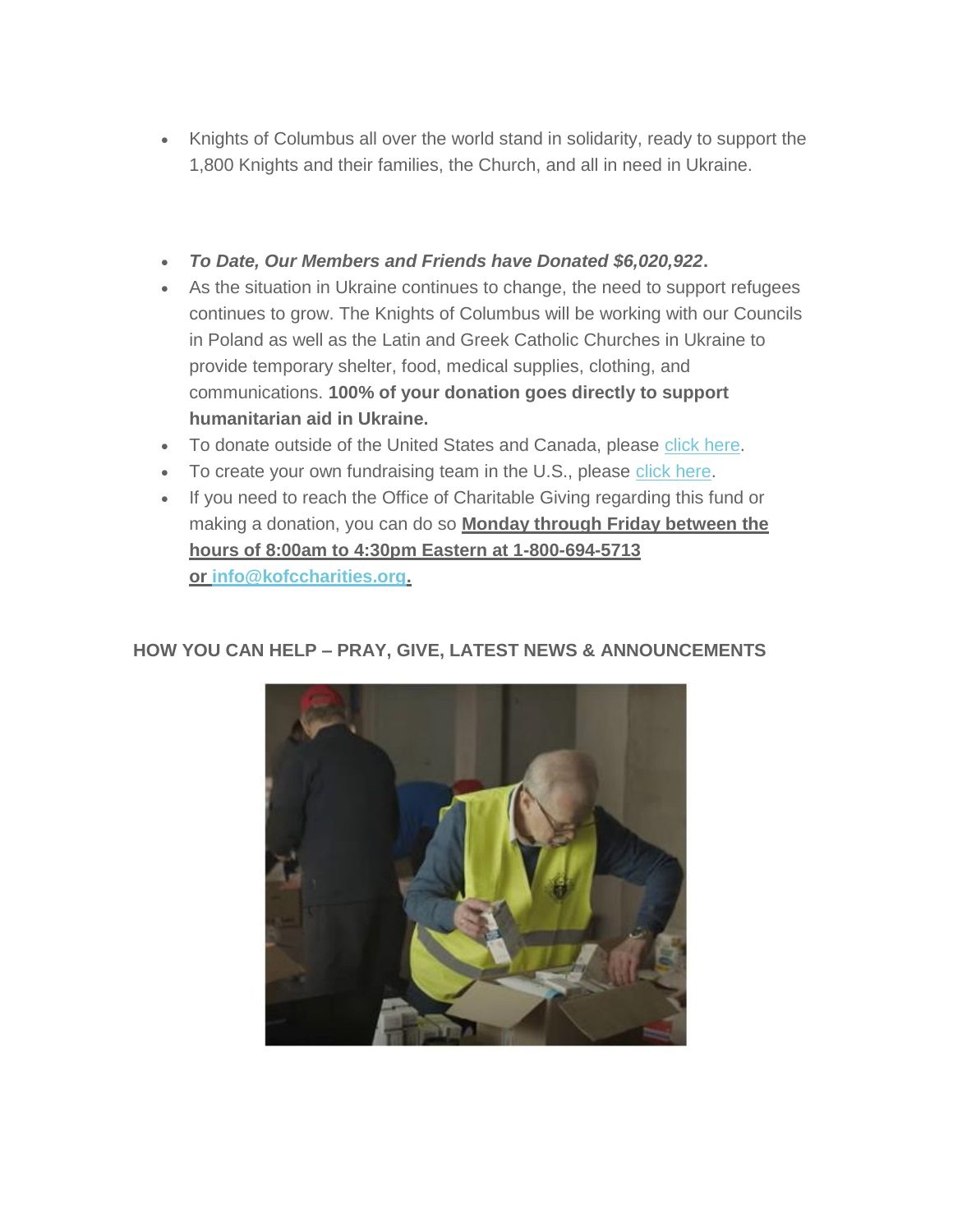- Knights of Columbus all over the world stand in solidarity, ready to support the 1,800 Knights and their families, the Church, and all in need in Ukraine.

- ***To Date, Our Members and Friends have Donated $6,020,922*.**
- As the situation in Ukraine continues to change, the need to support refugees continues to grow. The Knights of Columbus will be working with our Councils in Poland as well as the Latin and Greek Catholic Churches in Ukraine to provide temporary shelter, food, medical supplies, clothing, and communications. **100% of your donation goes directly to support humanitarian aid in Ukraine.**
- To donate outside of the United States and Canada, please click here.
- To create your own fundraising team in the U.S., please click here.
- If you need to reach the Office of Charitable Giving regarding this fund or making a donation, you can do so **Monday through Friday between the hours of 8:00am to 4:30pm Eastern at 1-800-694-5713 or info@kofccharities.org.**

**HOW YOU CAN HELP – PRAY, GIVE, LATEST NEWS & ANNOUNCEMENTS**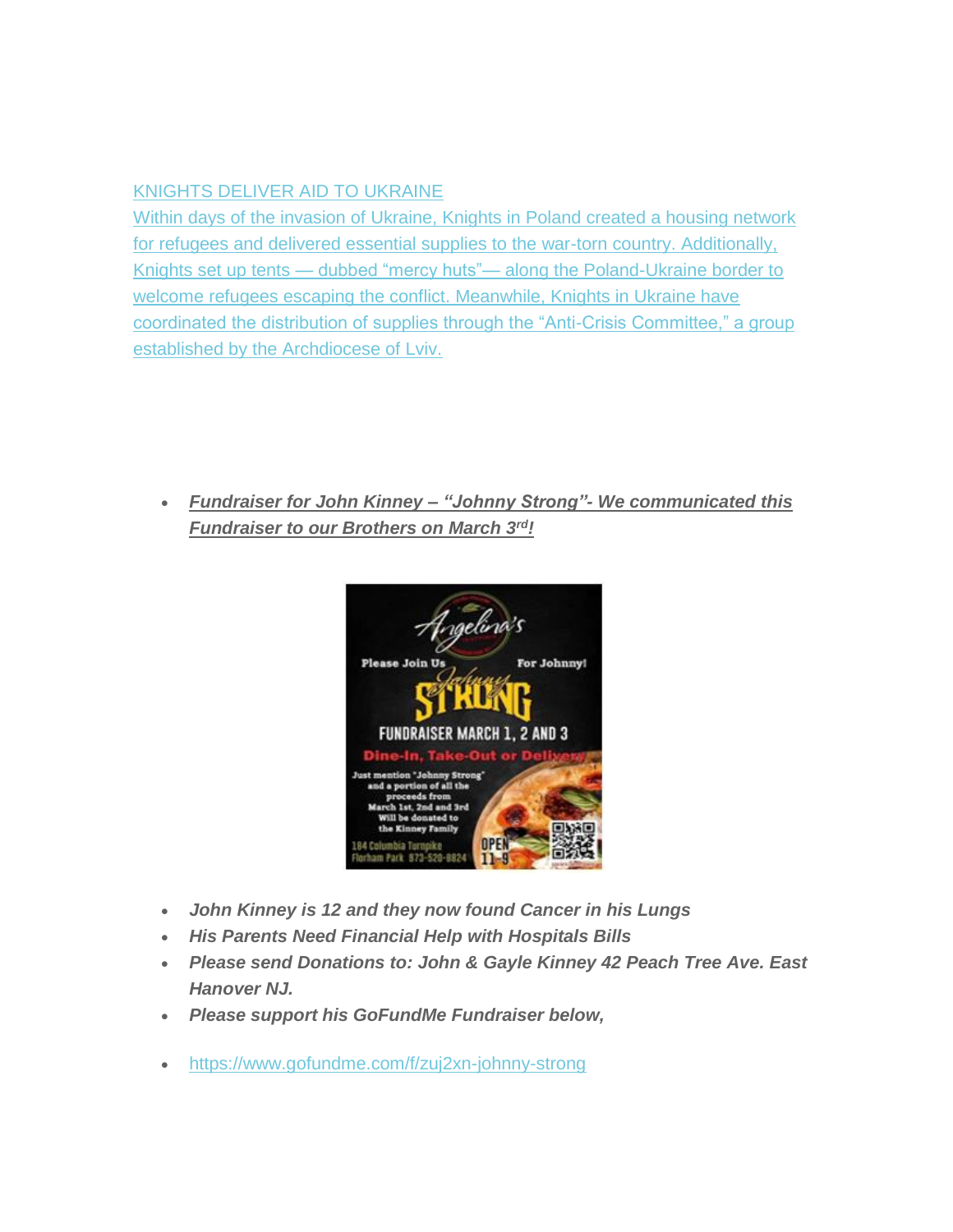KNIGHTS DELIVER AID TO UKRAINE
Within days of the invasion of Ukraine, Knights in Poland created a housing network for refugees and delivered essential supplies to the war-torn country. Additionally, Knights set up tents — dubbed "mercy huts"— along the Poland-Ukraine border to welcome refugees escaping the conflict. Meanwhile, Knights in Ukraine have coordinated the distribution of supplies through the "Anti-Crisis Committee," a group established by the Archdiocese of Lviv.

- ***Fundraiser for John Kinney – "Johnny Strong"- We communicated this Fundraiser to our Brothers on March 3rd!***

Angelina's

Please Join Us For Johnny!

Johnny STRONG

FUNDRAISER MARCH 1, 2 AND 3

Dine-In, Take-Out or Delivery

Just mention "Johnny Strong" and a portion of all the proceeds from March 1st, 2nd and 3rd Will be donated to the Kinney Family

184 Columbia Turnpike Florham Park 973-520-8824

OPEN 11-9

- ***John Kinney is 12 and they now found Cancer in his Lungs***
- ***His Parents Need Financial Help with Hospitals Bills***
- ***Please send Donations to: John & Gayle Kinney 42 Peach Tree Ave. East Hanover NJ.***
- ***Please support his GoFundMe Fundraiser below,***
- https://www.gofundme.com/f/zuj2xn-johnny-strong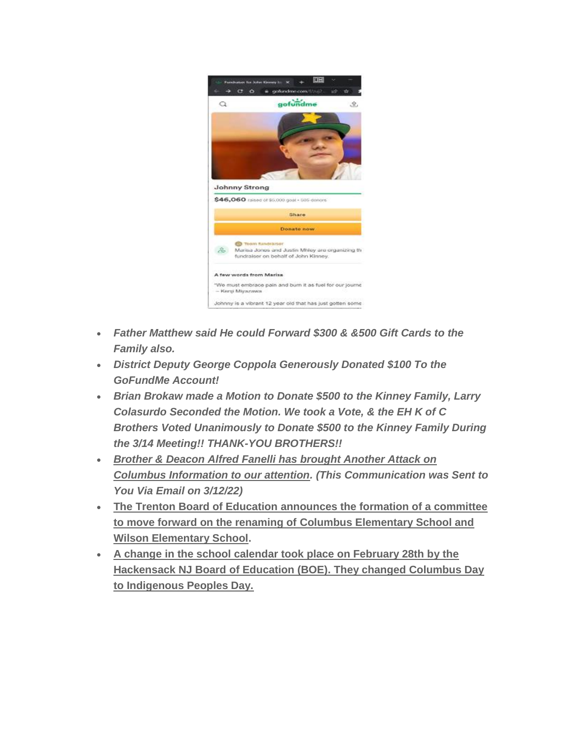- ***Father Matthew said He could Forward $300 & &500 Gift Cards to the Family also.***
- ***District Deputy George Coppola Generously Donated $100 To the GoFundMe Account!***
- ***Brian Brokaw made a Motion to Donate $500 to the Kinney Family, Larry Colasurdo Seconded the Motion. We took a Vote, & the EH K of C Brothers Voted Unanimously to Donate $500 to the Kinney Family During the 3/14 Meeting!! THANK-YOU BROTHERS!!***
- ***Brother & Deacon Alfred Fanelli has brought Another Attack on Columbus Information to our attention. (This Communication was Sent to You Via Email on 3/12/22)***
- **The Trenton Board of Education announces the formation of a committee to move forward on the renaming of Columbus Elementary School and Wilson Elementary School.**
- **A change in the school calendar took place on February 28th by the Hackensack NJ Board of Education (BOE). They changed Columbus Day to Indigenous Peoples Day.**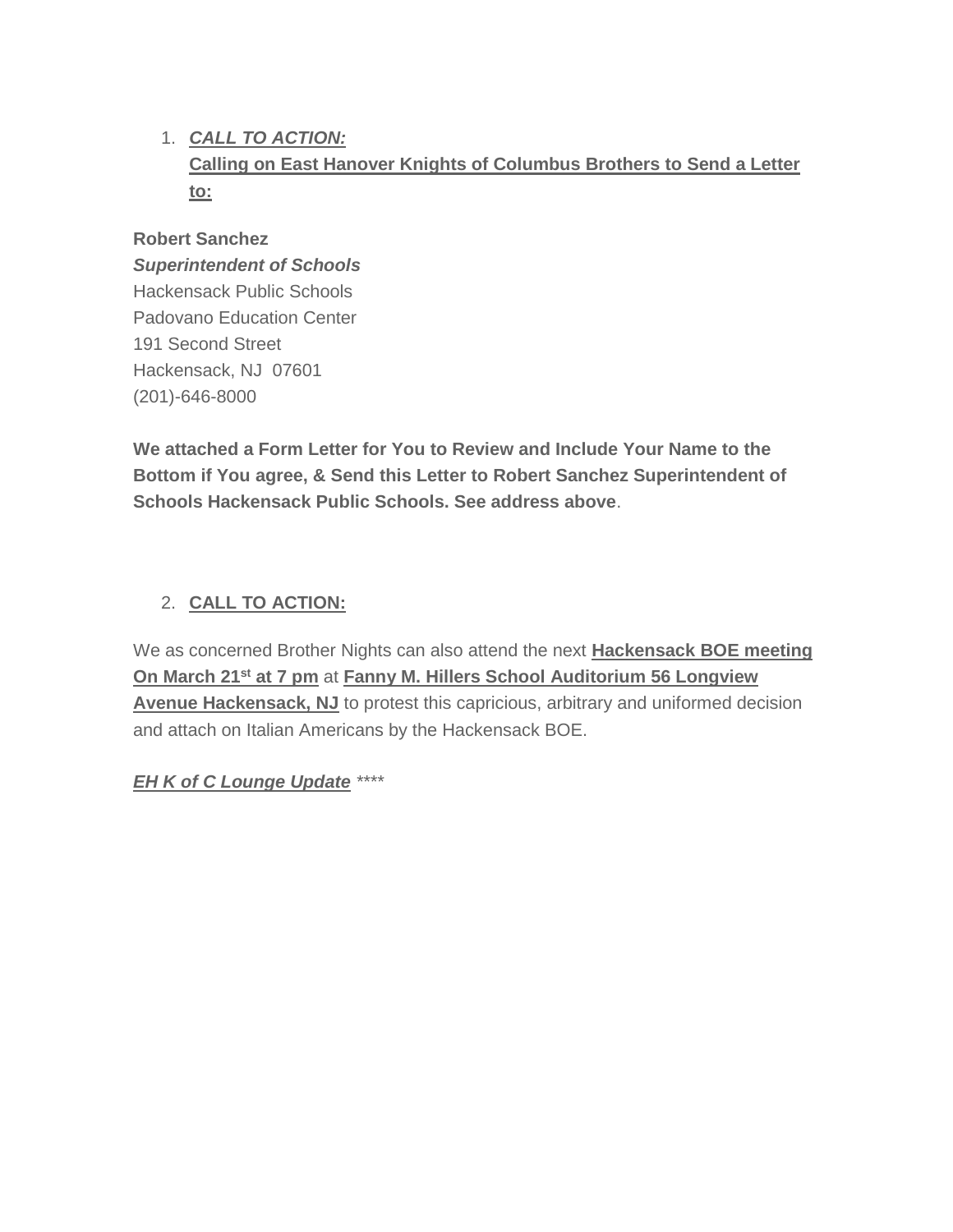1. ***CALL TO ACTION:***
   **Calling on East Hanover Knights of Columbus Brothers to Send a Letter to:**

**Robert Sanchez**
***Superintendent of Schools***
Hackensack Public Schools
Padovano Education Center
191 Second Street
Hackensack, NJ  07601
(201)-646-8000

**We attached a Form Letter for You to Review and Include Your Name to the Bottom if You agree, & Send this Letter to Robert Sanchez Superintendent of Schools Hackensack Public Schools. See address above**.

2. **CALL TO ACTION:**

We as concerned Brother Nights can also attend the next **Hackensack BOE meeting On March 21st at 7 pm** at **Fanny M. Hillers School Auditorium 56 Longview Avenue Hackensack, NJ** to protest this capricious, arbitrary and uniformed decision and attach on Italian Americans by the Hackensack BOE.

***EH K of C Lounge Update*** *\*\*\*\**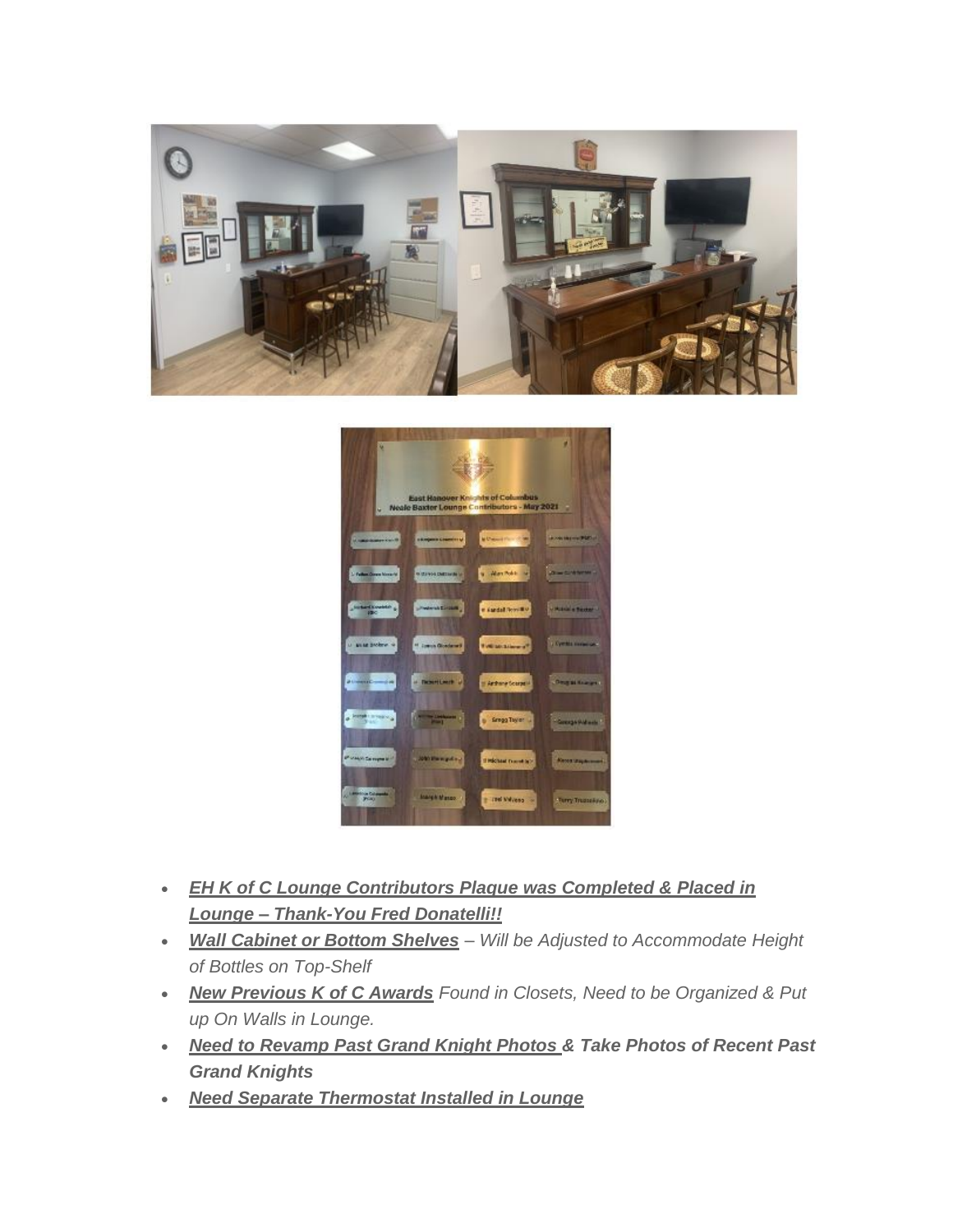- ***EH K of C Lounge Contributors Plaque was Completed & Placed in Lounge – Thank-You Fred Donatelli!!***
- ***Wall Cabinet or Bottom Shelves*** *– Will be Adjusted to Accommodate Height of Bottles on Top-Shelf*
- ***New Previous K of C Awards*** *Found in Closets, Need to be Organized & Put up On Walls in Lounge.*
- ***Need to Revamp Past Grand Knight Photos & Take Photos of Recent Past Grand Knights***
- ***Need Separate Thermostat Installed in Lounge***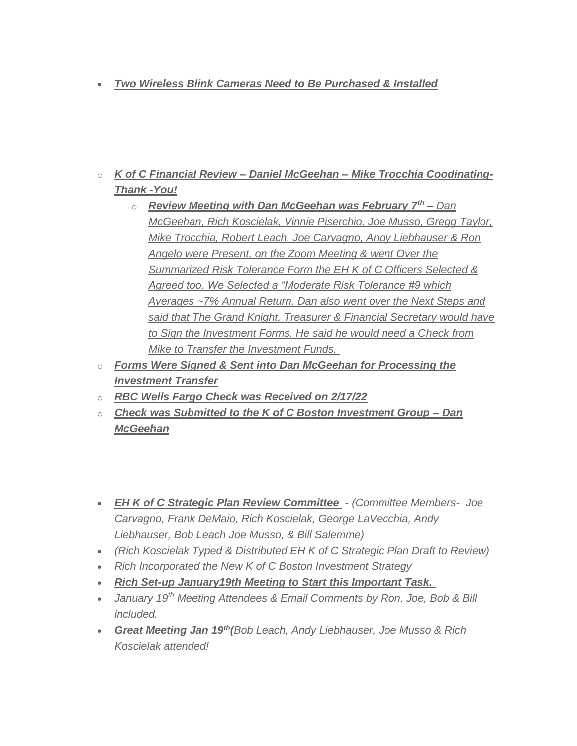- ***Two Wireless Blink Cameras Need to Be Purchased & Installed***

  - ***K of C Financial Review – Daniel McGeehan – Mike Trocchia Coodinating-Thank -You!***
    - ***Review Meeting with Dan McGeehan was February 7th –*** *Dan McGeehan, Rich Koscielak, Vinnie Piserchio, Joe Musso, Gregg Taylor, Mike Trocchia, Robert Leach, Joe Carvagno, Andy Liebhauser & Ron Angelo were Present, on the Zoom Meeting & went Over the Summarized Risk Tolerance Form the EH K of C Officers Selected & Agreed too. We Selected a "Moderate Risk Tolerance #9 which Averages ~7% Annual Return. Dan also went over the Next Steps and said that The Grand Knight, Treasurer & Financial Secretary would have to Sign the Investment Forms. He said he would need a Check from Mike to Transfer the Investment Funds.*
  - ***Forms Were Signed & Sent into Dan McGeehan for Processing the Investment Transfer***
  - ***RBC Wells Fargo Check was Received on 2/17/22***
  - ***Check was Submitted to the K of C Boston Investment Group – Dan McGeehan***

- ***EH K of C Strategic Plan Review Committee -*** *(Committee Members- Joe Carvagno, Frank DeMaio, Rich Koscielak, George LaVecchia, Andy Liebhauser, Bob Leach Joe Musso, & Bill Salemme)*
- *(Rich Koscielak Typed & Distributed EH K of C Strategic Plan Draft to Review)*
- *Rich Incorporated the New K of C Boston Investment Strategy*
- ***Rich Set-up January19th Meeting to Start this Important Task.***
- *January 19th Meeting Attendees & Email Comments by Ron, Joe, Bob & Bill included.*
- ***Great Meeting Jan 19th(****Bob Leach, Andy Liebhauser, Joe Musso & Rich Koscielak attended!*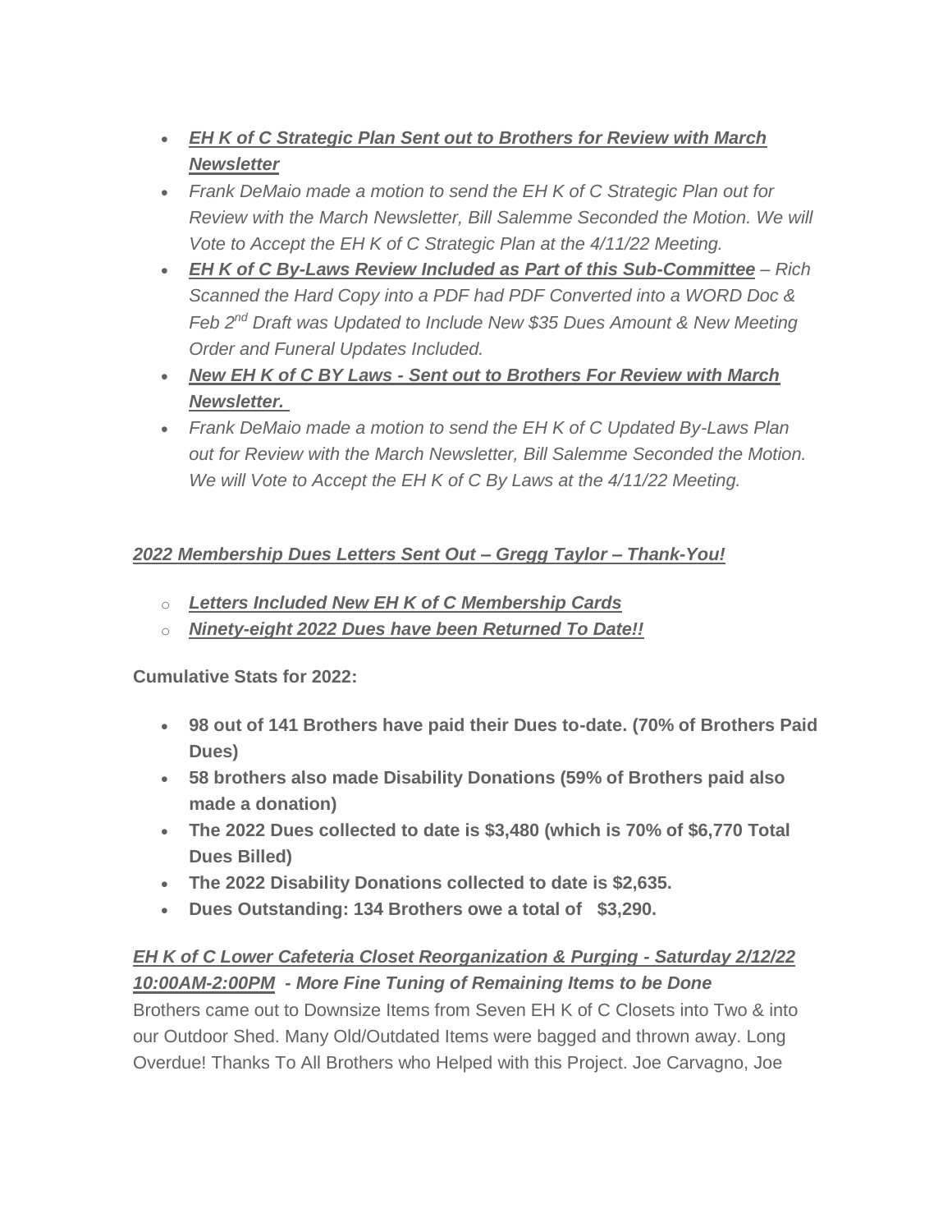- ***<u>EH K of C Strategic Plan Sent out to Brothers for Review with March Newsletter</u>***
- *Frank DeMaio made a motion to send the EH K of C Strategic Plan out for Review with the March Newsletter, Bill Salemme Seconded the Motion. We will Vote to Accept the EH K of C Strategic Plan at the 4/11/22 Meeting.*
- ***<u>EH K of C By-Laws Review Included as Part of this Sub-Committee</u>*** *– Rich Scanned the Hard Copy into a PDF had PDF Converted into a WORD Doc & Feb 2nd Draft was Updated to Include New $35 Dues Amount & New Meeting Order and Funeral Updates Included.*
- ***<u>New EH K of C BY Laws - Sent out to Brothers For Review with March Newsletter.</u>***
- *Frank DeMaio made a motion to send the EH K of C Updated By-Laws Plan out for Review with the March Newsletter, Bill Salemme Seconded the Motion. We will Vote to Accept the EH K of C By Laws at the 4/11/22 Meeting.*

*<u>2022 Membership Dues Letters Sent Out – Gregg Taylor – Thank-You!</u>*

- ***<u>Letters Included New EH K of C Membership Cards</u>***
- ***<u>Ninety-eight 2022 Dues have been Returned To Date!!</u>***

**Cumulative Stats for 2022:**

- **98 out of 141 Brothers have paid their Dues to-date. (70% of Brothers Paid Dues)**
- **58 brothers also made Disability Donations (59% of Brothers paid also made a donation)**
- **The 2022 Dues collected to date is $3,480 (which is 70% of $6,770 Total Dues Billed)**
- **The 2022 Disability Donations collected to date is $2,635.**
- **Dues Outstanding: 134 Brothers owe a total of $3,290.**

*<u>EH K of C Lower Cafeteria Closet Reorganization & Purging - Saturday 2/12/22 10:00AM-2:00PM</u>* ***- More Fine Tuning of Remaining Items to be Done***

Brothers came out to Downsize Items from Seven EH K of C Closets into Two & into our Outdoor Shed. Many Old/Outdated Items were bagged and thrown away. Long Overdue! Thanks To All Brothers who Helped with this Project. Joe Carvagno, Joe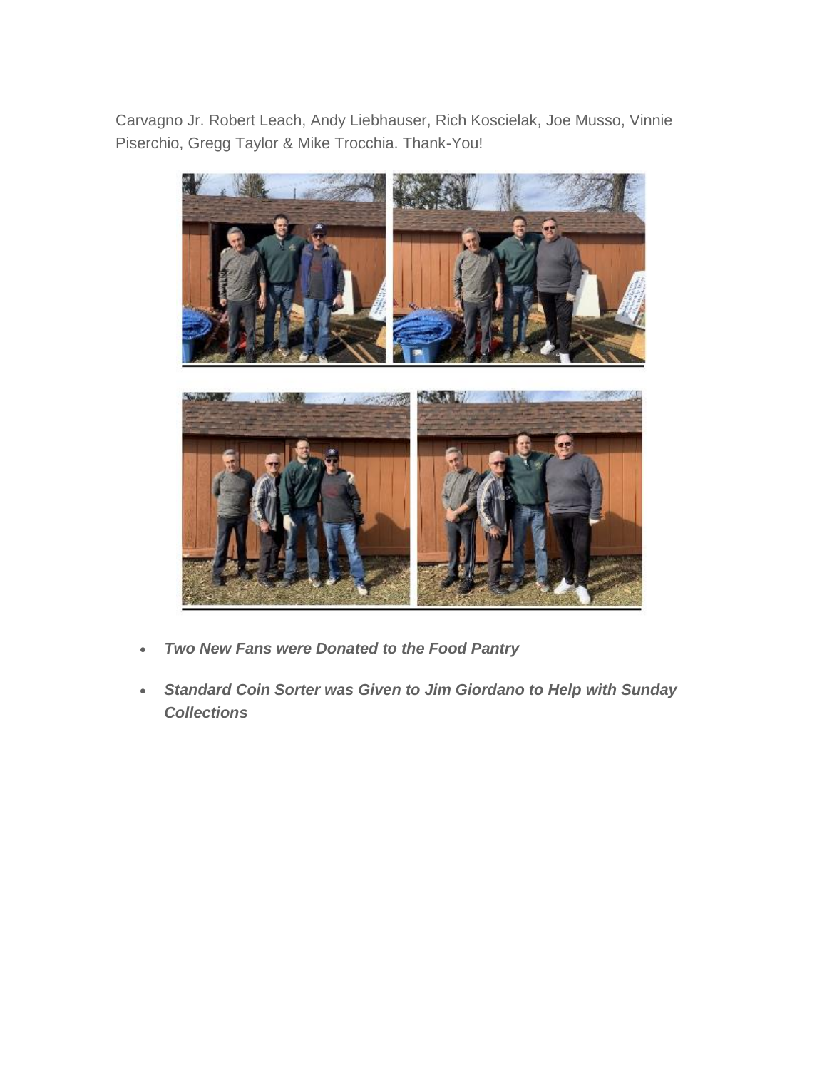Carvagno Jr. Robert Leach, Andy Liebhauser, Rich Koscielak, Joe Musso, Vinnie Piserchio, Gregg Taylor & Mike Trocchia. Thank-You!

- ***Two New Fans were Donated to the Food Pantry***
- ***Standard Coin Sorter was Given to Jim Giordano to Help with Sunday Collections***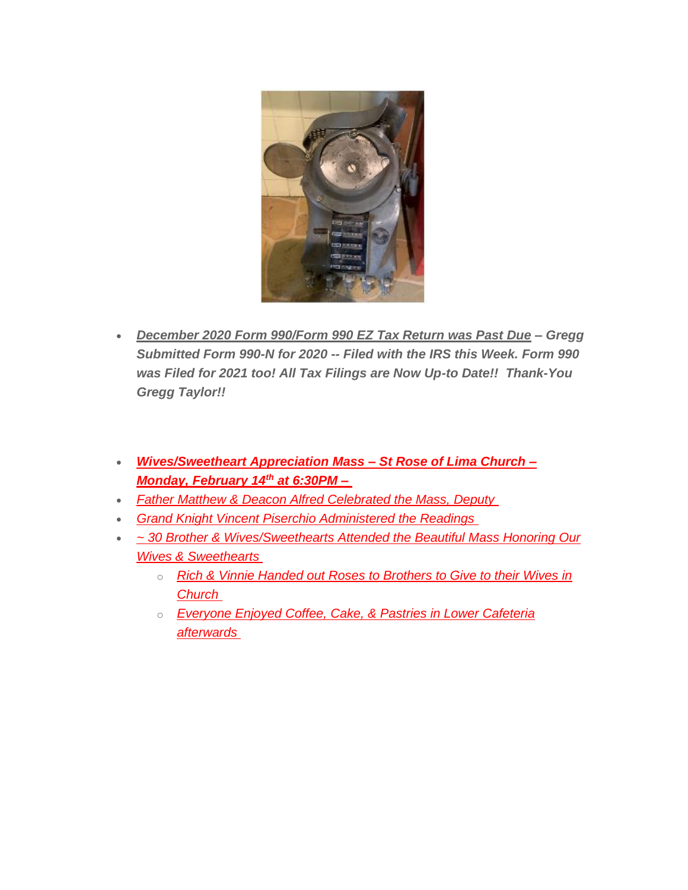- ***December 2020 Form 990/Form 990 EZ Tax Return was Past Due*** ***– Gregg Submitted Form 990-N for 2020 -- Filed with the IRS this Week. Form 990 was Filed for 2021 too! All Tax Filings are Now Up-to Date!! Thank-You Gregg Taylor!!***

- ***Wives/Sweetheart Appreciation Mass – St Rose of Lima Church – Monday, February 14th at 6:30PM –***
- *Father Matthew & Deacon Alfred Celebrated the Mass, Deputy*
- *Grand Knight Vincent Piserchio Administered the Readings*
- *~ 30 Brother & Wives/Sweethearts Attended the Beautiful Mass Honoring Our Wives & Sweethearts*
  - *Rich & Vinnie Handed out Roses to Brothers to Give to their Wives in Church*
  - *Everyone Enjoyed Coffee, Cake, & Pastries in Lower Cafeteria afterwards*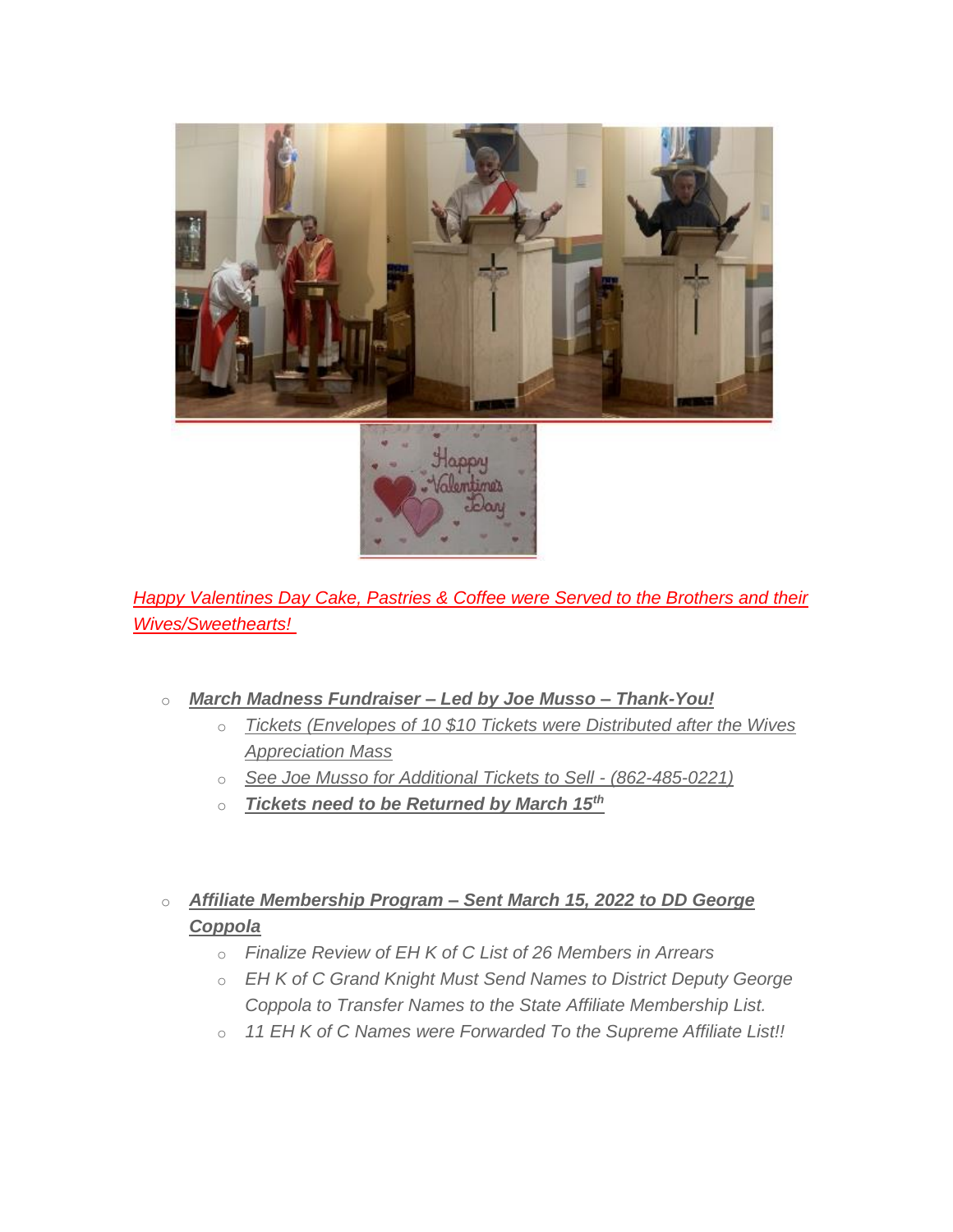*Happy Valentines Day Cake, Pastries & Coffee were Served to the Brothers and their Wives/Sweethearts!*

- ***March Madness Fundraiser – Led by Joe Musso – Thank-You!***
  - *Tickets (Envelopes of 10 $10 Tickets were Distributed after the Wives Appreciation Mass*
  - *See Joe Musso for Additional Tickets to Sell - (862-485-0221)*
  - ***Tickets need to be Returned by March 15th***

- ***Affiliate Membership Program – Sent March 15, 2022 to DD George Coppola***
  - *Finalize Review of EH K of C List of 26 Members in Arrears*
  - *EH K of C Grand Knight Must Send Names to District Deputy George Coppola to Transfer Names to the State Affiliate Membership List.*
  - *11 EH K of C Names were Forwarded To the Supreme Affiliate List!!*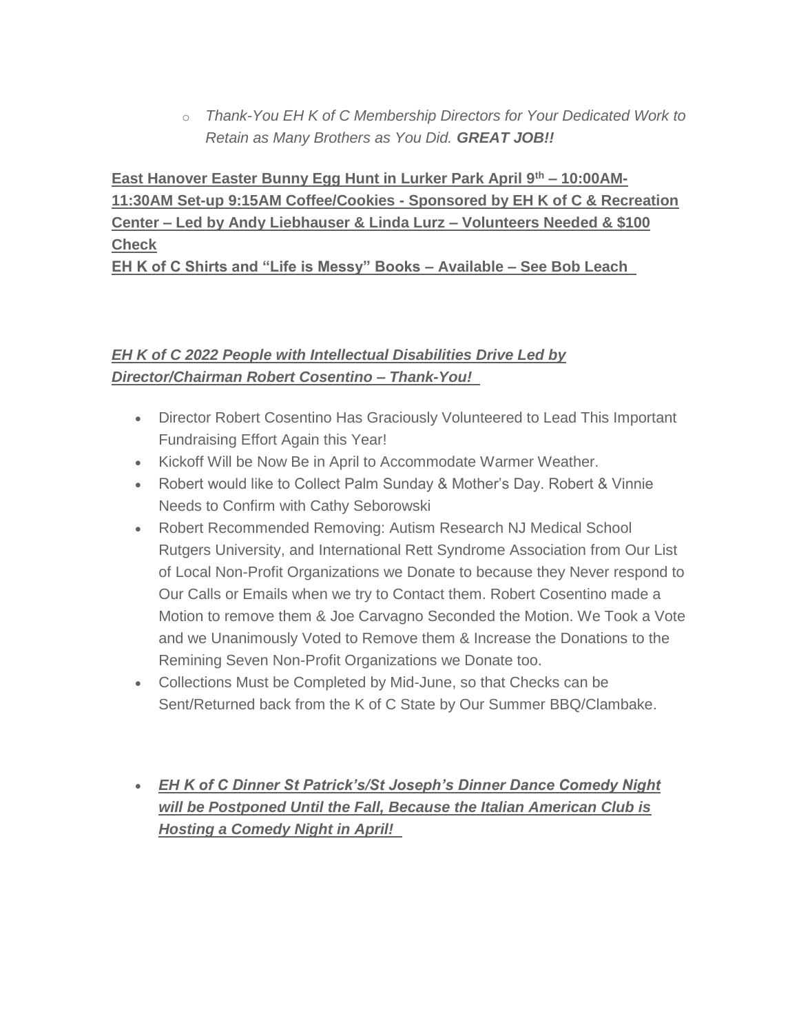- *Thank-You EH K of C Membership Directors for Your Dedicated Work to Retain as Many Brothers as You Did. **GREAT JOB!!***

**East Hanover Easter Bunny Egg Hunt in Lurker Park April 9th – 10:00AM-11:30AM Set-up 9:15AM Coffee/Cookies - Sponsored by EH K of C & Recreation Center – Led by Andy Liebhauser & Linda Lurz – Volunteers Needed & $100 Check**

**EH K of C Shirts and "Life is Messy" Books – Available – See Bob Leach**

***EH K of C 2022 People with Intellectual Disabilities Drive Led by Director/Chairman Robert Cosentino – Thank-You!***

- Director Robert Cosentino Has Graciously Volunteered to Lead This Important Fundraising Effort Again this Year!
- Kickoff Will be Now Be in April to Accommodate Warmer Weather.
- Robert would like to Collect Palm Sunday & Mother's Day. Robert & Vinnie Needs to Confirm with Cathy Seborowski
- Robert Recommended Removing: Autism Research NJ Medical School Rutgers University, and International Rett Syndrome Association from Our List of Local Non-Profit Organizations we Donate to because they Never respond to Our Calls or Emails when we try to Contact them. Robert Cosentino made a Motion to remove them & Joe Carvagno Seconded the Motion. We Took a Vote and we Unanimously Voted to Remove them & Increase the Donations to the Remining Seven Non-Profit Organizations we Donate too.
- Collections Must be Completed by Mid-June, so that Checks can be Sent/Returned back from the K of C State by Our Summer BBQ/Clambake.

- ***EH K of C Dinner St Patrick's/St Joseph's Dinner Dance Comedy Night will be Postponed Until the Fall, Because the Italian American Club is Hosting a Comedy Night in April!***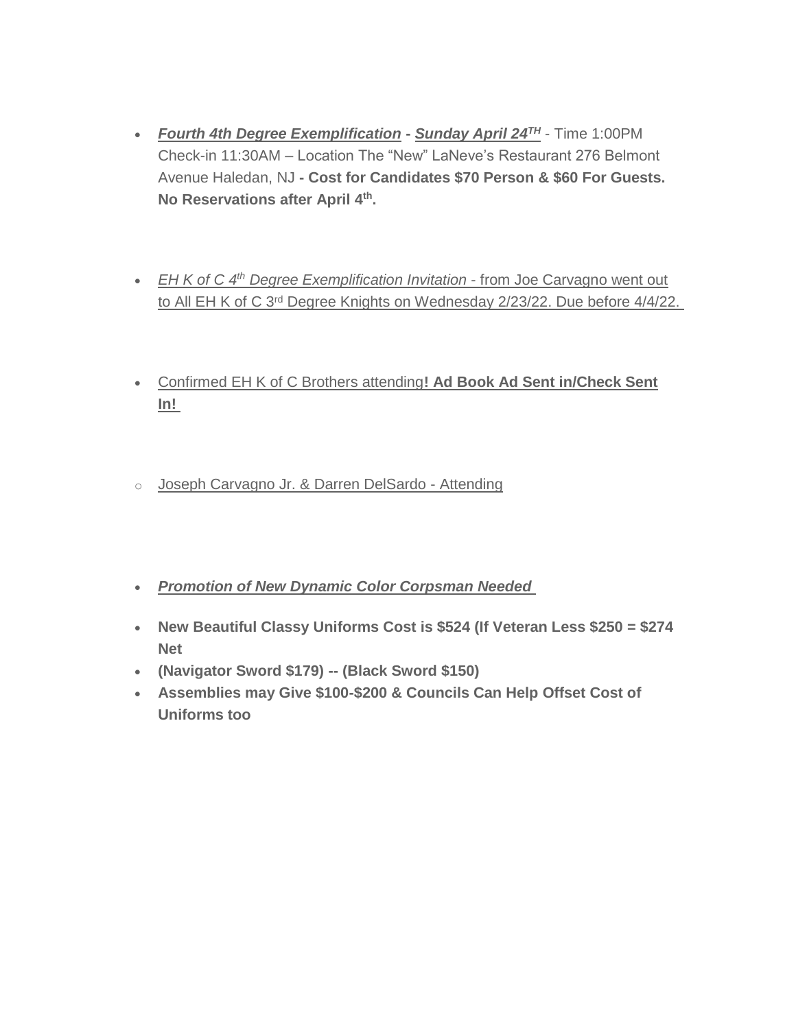- ***Fourth 4th Degree Exemplification*** **-** ***Sunday April 24TH*** - Time 1:00PM Check-in 11:30AM – Location The "New" LaNeve's Restaurant 276 Belmont Avenue Haledan, NJ **- Cost for Candidates $70 Person & $60 For Guests. No Reservations after April 4th.**

- *EH K of C 4th Degree Exemplification Invitation* - from Joe Carvagno went out to All EH K of C 3rd Degree Knights on Wednesday 2/23/22. Due before 4/4/22.

- Confirmed EH K of C Brothers attending**! Ad Book Ad Sent in/Check Sent In!**

  - Joseph Carvagno Jr. & Darren DelSardo - Attending

- ***Promotion of New Dynamic Color Corpsman Needed***
- **New Beautiful Classy Uniforms Cost is $524 (If Veteran Less $250 = $274 Net**
- **(Navigator Sword $179) -- (Black Sword $150)**
- **Assemblies may Give $100-$200 & Councils Can Help Offset Cost of Uniforms too**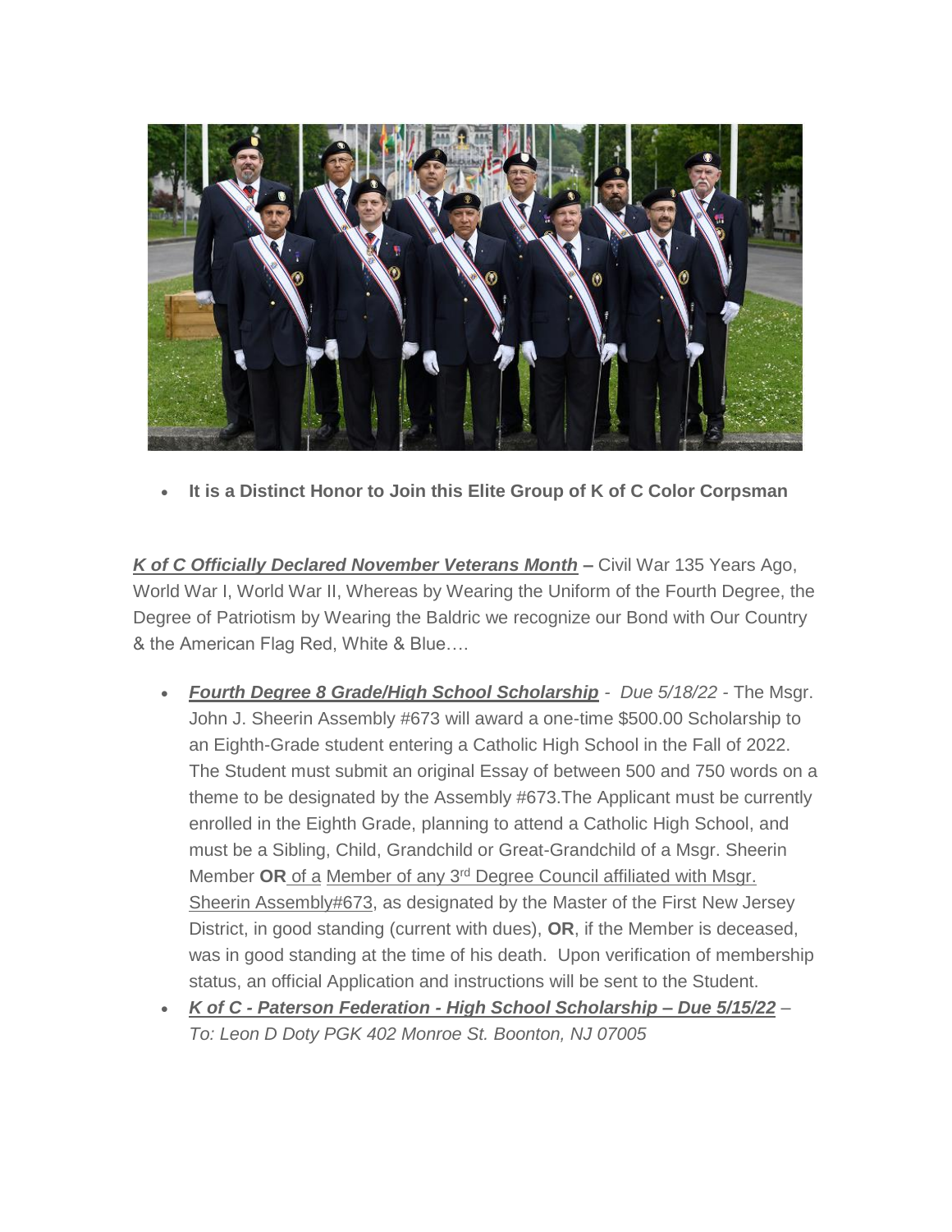- **It is a Distinct Honor to Join this Elite Group of K of C Color Corpsman**

***K of C Officially Declared November Veterans Month*** **–** Civil War 135 Years Ago, World War I, World War II, Whereas by Wearing the Uniform of the Fourth Degree, the Degree of Patriotism by Wearing the Baldric we recognize our Bond with Our Country & the American Flag Red, White & Blue….

- ***Fourth Degree 8 Grade/High School Scholarship*** - *Due 5/18/22* - The Msgr. John J. Sheerin Assembly #673 will award a one-time $500.00 Scholarship to an Eighth-Grade student entering a Catholic High School in the Fall of 2022. The Student must submit an original Essay of between 500 and 750 words on a theme to be designated by the Assembly #673.The Applicant must be currently enrolled in the Eighth Grade, planning to attend a Catholic High School, and must be a Sibling, Child, Grandchild or Great-Grandchild of a Msgr. Sheerin Member **OR** of a Member of any 3rd Degree Council affiliated with Msgr. Sheerin Assembly#673, as designated by the Master of the First New Jersey District, in good standing (current with dues), **OR**, if the Member is deceased, was in good standing at the time of his death. Upon verification of membership status, an official Application and instructions will be sent to the Student.
- ***K of C - Paterson Federation - High School Scholarship – Due 5/15/22*** – *To: Leon D Doty PGK 402 Monroe St. Boonton, NJ 07005*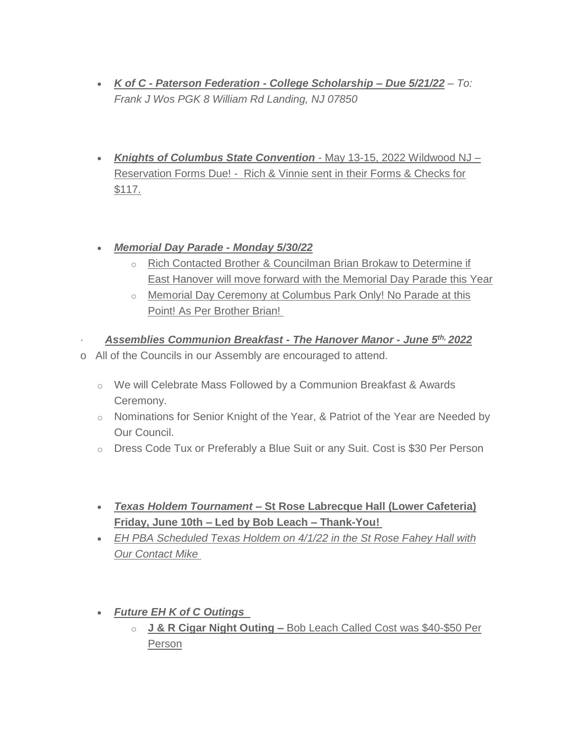- ***K of C - Paterson Federation - College Scholarship – Due 5/21/22*** *– To: Frank J Wos PGK 8 William Rd Landing, NJ 07850*

- ***Knights of Columbus State Convention*** - May 13-15, 2022 Wildwood NJ – Reservation Forms Due! - Rich & Vinnie sent in their Forms & Checks for $117.

- ***Memorial Day Parade - Monday 5/30/22***
    - Rich Contacted Brother & Councilman Brian Brokaw to Determine if East Hanover will move forward with the Memorial Day Parade this Year
    - Memorial Day Ceremony at Columbus Park Only! No Parade at this Point! As Per Brother Brian!

- ***Assemblies Communion Breakfast - The Hanover Manor - June 5th, 2022***
    - All of the Councils in our Assembly are encouraged to attend.
    - We will Celebrate Mass Followed by a Communion Breakfast & Awards Ceremony.
    - Nominations for Senior Knight of the Year, & Patriot of the Year are Needed by Our Council.
    - Dress Code Tux or Preferably a Blue Suit or any Suit. Cost is $30 Per Person

- ***Texas Holdem Tournament*** **– St Rose Labrecque Hall (Lower Cafeteria) Friday, June 10th – Led by Bob Leach – Thank-You!**
- *EH PBA Scheduled Texas Holdem on 4/1/22 in the St Rose Fahey Hall with Our Contact Mike*

- ***Future EH K of C Outings***
    - **J & R Cigar Night Outing –** Bob Leach Called Cost was $40-$50 Per Person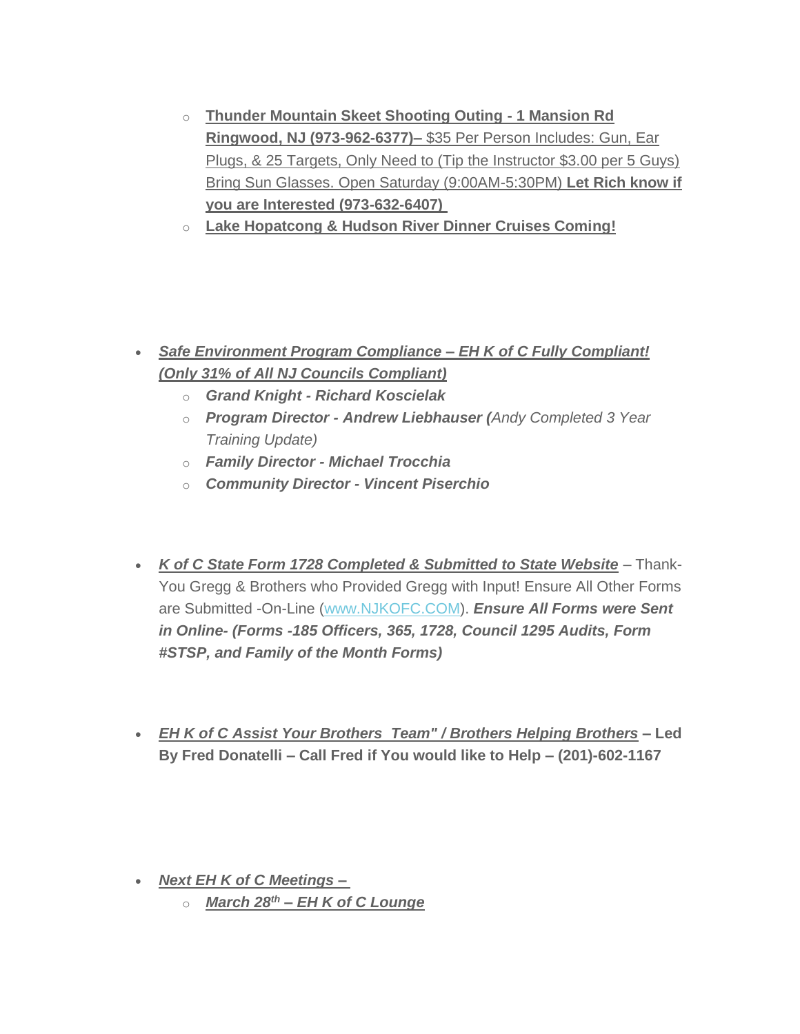- **Thunder Mountain Skeet Shooting Outing - 1 Mansion Rd Ringwood, NJ (973-962-6377)–** $35 Per Person Includes: Gun, Ear Plugs, & 25 Targets, Only Need to (Tip the Instructor $3.00 per 5 Guys) Bring Sun Glasses. Open Saturday (9:00AM-5:30PM) **Let Rich know if you are Interested (973-632-6407)**
- **Lake Hopatcong & Hudson River Dinner Cruises Coming!**

- ***Safe Environment Program Compliance – EH K of C Fully Compliant! (Only 31% of All NJ Councils Compliant)***
  - ***Grand Knight - Richard Koscielak***
  - ***Program Director - Andrew Liebhauser (****Andy Completed 3 Year Training Update)*
  - ***Family Director - Michael Trocchia***
  - ***Community Director - Vincent Piserchio***

- ***K of C State Form 1728 Completed & Submitted to State Website*** – Thank-You Gregg & Brothers who Provided Gregg with Input! Ensure All Other Forms are Submitted -On-Line (www.NJKOFC.COM). ***Ensure All Forms were Sent in Online- (Forms -185 Officers, 365, 1728, Council 1295 Audits, Form #STSP, and Family of the Month Forms)***

- ***EH K of C Assist Your Brothers Team" / Brothers Helping Brothers*** **– Led By Fred Donatelli – Call Fred if You would like to Help – (201)-602-1167**

- ***Next EH K of C Meetings –***
  - ***March 28th – EH K of C Lounge***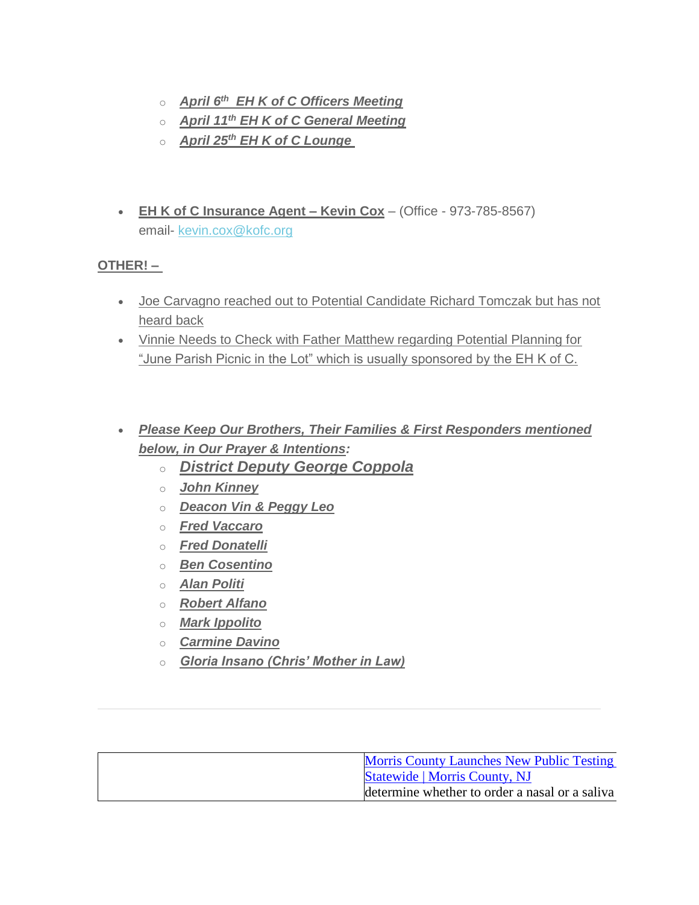- ***April 6th EH K of C Officers Meeting***
- ***April 11th EH K of C General Meeting***
- ***April 25th EH K of C Lounge***

- **EH K of C Insurance Agent – Kevin Cox** – (Office - 973-785-8567) email- kevin.cox@kofc.org

**OTHER! –**

- Joe Carvagno reached out to Potential Candidate Richard Tomczak but has not heard back
- Vinnie Needs to Check with Father Matthew regarding Potential Planning for "June Parish Picnic in the Lot" which is usually sponsored by the EH K of C.

- ***Please Keep Our Brothers, Their Families & First Responders mentioned below, in Our Prayer & Intentions:***
  - ***District Deputy George Coppola***
  - ***John Kinney***
  - ***Deacon Vin & Peggy Leo***
  - ***Fred Vaccaro***
  - ***Fred Donatelli***
  - ***Ben Cosentino***
  - ***Alan Politi***
  - ***Robert Alfano***
  - ***Mark Ippolito***
  - ***Carmine Davino***
  - ***Gloria Insano (Chris' Mother in Law)***

---

| | Morris County Launches New Public Testing Statewide \| Morris County, NJ<br>determine whether to order a nasal or a saliva |
|---|---|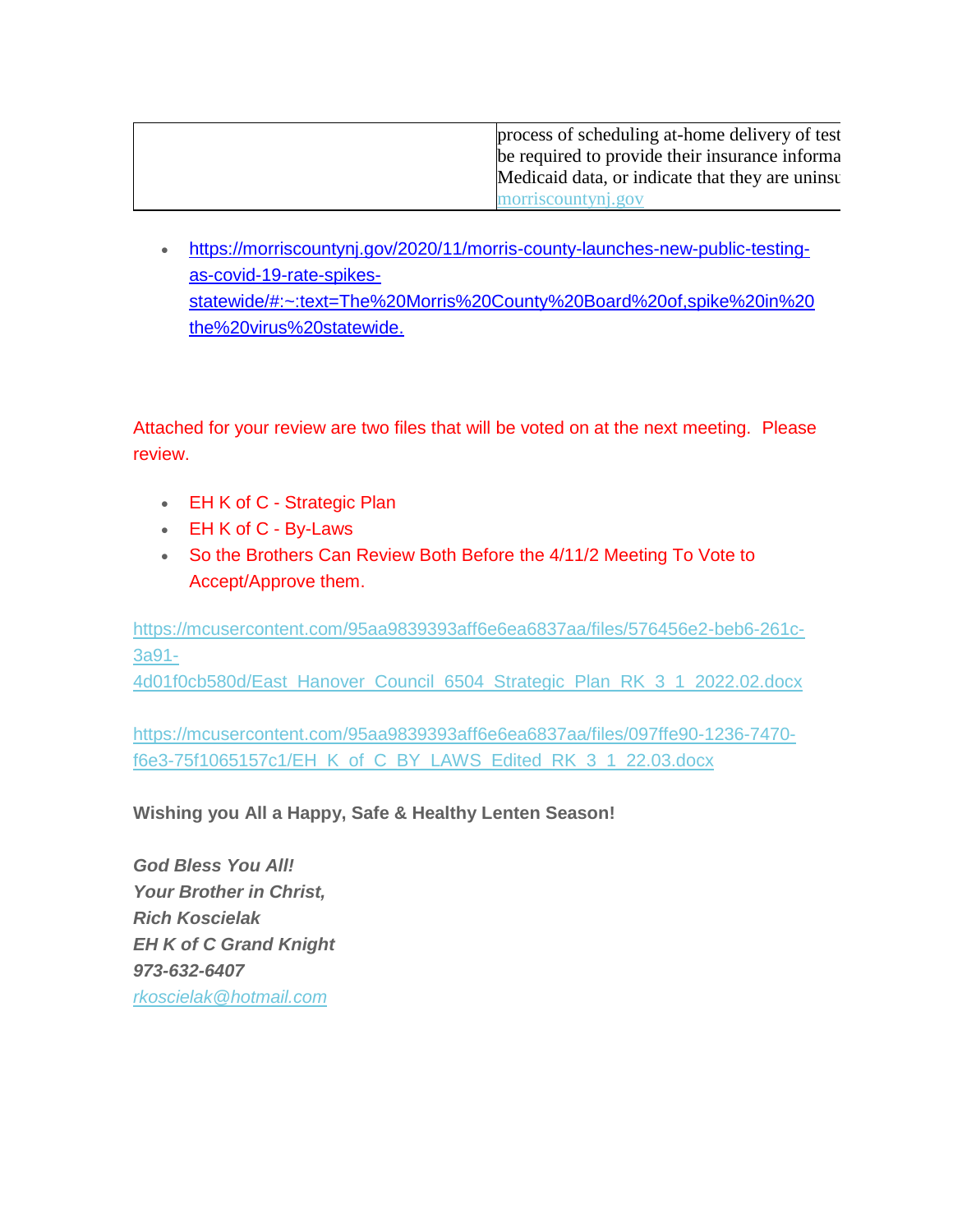| | |
|---|---|
| | process of scheduling at-home delivery of test be required to provide their insurance informa Medicaid data, or indicate that they are uninsu morriscountynj.gov |

- https://morriscountynj.gov/2020/11/morris-county-launches-new-public-testing-as-covid-19-rate-spikes-statewide/#:~:text=The%20Morris%20County%20Board%20of,spike%20in%20the%20virus%20statewide.

Attached for your review are two files that will be voted on at the next meeting. Please review.

- EH K of C - Strategic Plan
- EH K of C - By-Laws
- So the Brothers Can Review Both Before the 4/11/2 Meeting To Vote to Accept/Approve them.

https://mcusercontent.com/95aa9839393aff6e6ea6837aa/files/576456e2-beb6-261c-3a91-4d01f0cb580d/East_Hanover_Council_6504_Strategic_Plan_RK_3_1_2022.02.docx

https://mcusercontent.com/95aa9839393aff6e6ea6837aa/files/097ffe90-1236-7470-f6e3-75f1065157c1/EH_K_of_C_BY_LAWS_Edited_RK_3_1_22.03.docx

**Wishing you All a Happy, Safe & Healthy Lenten Season!**

***God Bless You All!***
***Your Brother in Christ,***
***Rich Koscielak***
***EH K of C Grand Knight***
***973-632-6407***
*rkoscielak@hotmail.com*